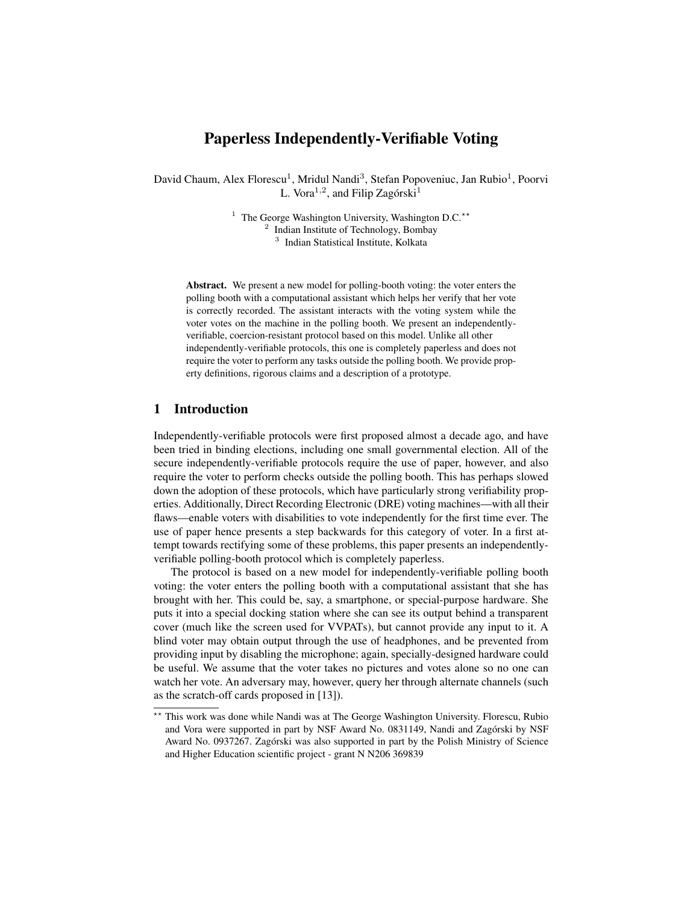# Paperless Independently-Verifiable Voting

David Chaum, Alex Florescu[1], Mridul Nandi[3], Stefan Popoveniuc, Jan Rubio[1], Poorvi L. Vora[1,2], and Filip Zagórski[1]

[1] The George Washington University, Washington D.C.[⋆⋆]
[2] Indian Institute of Technology, Bombay
[3] Indian Statistical Institute, Kolkata

**Abstract.** We present a new model for polling-booth voting: the voter enters the polling booth with a computational assistant which helps her verify that her vote is correctly recorded. The assistant interacts with the voting system while the voter votes on the machine in the polling booth. We present an independently-verifiable, coercion-resistant protocol based on this model. Unlike all other independently-verifiable protocols, this one is completely paperless and does not require the voter to perform any tasks outside the polling booth. We provide property definitions, rigorous claims and a description of a prototype.

## 1 Introduction

Independently-verifiable protocols were first proposed almost a decade ago, and have been tried in binding elections, including one small governmental election. All of the secure independently-verifiable protocols require the use of paper, however, and also require the voter to perform checks outside the polling booth. This has perhaps slowed down the adoption of these protocols, which have particularly strong verifiability properties. Additionally, Direct Recording Electronic (DRE) voting machines—with all their flaws—enable voters with disabilities to vote independently for the first time ever. The use of paper hence presents a step backwards for this category of voter. In a first attempt towards rectifying some of these problems, this paper presents an independently-verifiable polling-booth protocol which is completely paperless.

The protocol is based on a new model for independently-verifiable polling booth voting: the voter enters the polling booth with a computational assistant that she has brought with her. This could be, say, a smartphone, or special-purpose hardware. She puts it into a special docking station where she can see its output behind a transparent cover (much like the screen used for VVPATs), but cannot provide any input to it. A blind voter may obtain output through the use of headphones, and be prevented from providing input by disabling the microphone; again, specially-designed hardware could be useful. We assume that the voter takes no pictures and votes alone so no one can watch her vote. An adversary may, however, query her through alternate channels (such as the scratch-off cards proposed in [13]).

[⋆⋆] This work was done while Nandi was at The George Washington University. Florescu, Rubio and Vora were supported in part by NSF Award No. 0831149, Nandi and Zagórski by NSF Award No. 0937267. Zagórski was also supported in part by the Polish Ministry of Science and Higher Education scientific project - grant N N206 369839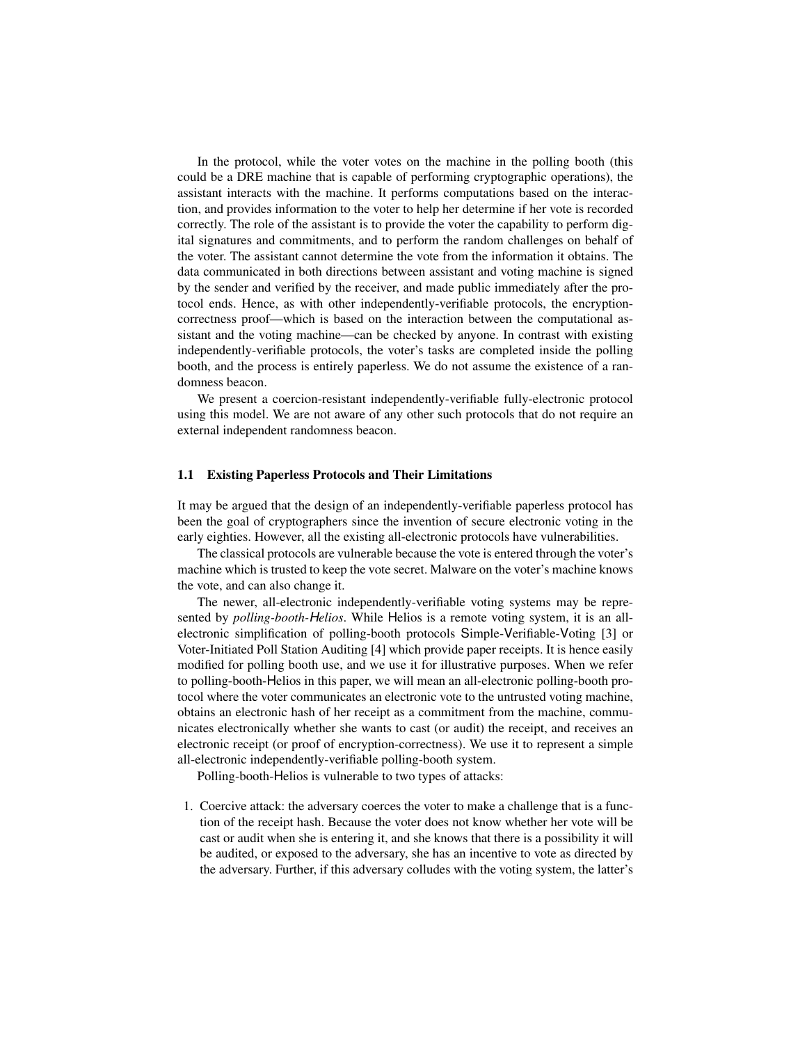In the protocol, while the voter votes on the machine in the polling booth (this could be a DRE machine that is capable of performing cryptographic operations), the assistant interacts with the machine. It performs computations based on the interaction, and provides information to the voter to help her determine if her vote is recorded correctly. The role of the assistant is to provide the voter the capability to perform digital signatures and commitments, and to perform the random challenges on behalf of the voter. The assistant cannot determine the vote from the information it obtains. The data communicated in both directions between assistant and voting machine is signed by the sender and verified by the receiver, and made public immediately after the protocol ends. Hence, as with other independently-verifiable protocols, the encryption-correctness proof—which is based on the interaction between the computational assistant and the voting machine—can be checked by anyone. In contrast with existing independently-verifiable protocols, the voter's tasks are completed inside the polling booth, and the process is entirely paperless. We do not assume the existence of a randomness beacon.

We present a coercion-resistant independently-verifiable fully-electronic protocol using this model. We are not aware of any other such protocols that do not require an external independent randomness beacon.

### 1.1 Existing Paperless Protocols and Their Limitations

It may be argued that the design of an independently-verifiable paperless protocol has been the goal of cryptographers since the invention of secure electronic voting in the early eighties. However, all the existing all-electronic protocols have vulnerabilities.

The classical protocols are vulnerable because the vote is entered through the voter's machine which is trusted to keep the vote secret. Malware on the voter's machine knows the vote, and can also change it.

The newer, all-electronic independently-verifiable voting systems may be represented by *polling-booth-Helios*. While Helios is a remote voting system, it is an all-electronic simplification of polling-booth protocols Simple-Verifiable-Voting [3] or Voter-Initiated Poll Station Auditing [4] which provide paper receipts. It is hence easily modified for polling booth use, and we use it for illustrative purposes. When we refer to polling-booth-Helios in this paper, we will mean an all-electronic polling-booth protocol where the voter communicates an electronic vote to the untrusted voting machine, obtains an electronic hash of her receipt as a commitment from the machine, communicates electronically whether she wants to cast (or audit) the receipt, and receives an electronic receipt (or proof of encryption-correctness). We use it to represent a simple all-electronic independently-verifiable polling-booth system.

Polling-booth-Helios is vulnerable to two types of attacks:

1. Coercive attack: the adversary coerces the voter to make a challenge that is a function of the receipt hash. Because the voter does not know whether her vote will be cast or audit when she is entering it, and she knows that there is a possibility it will be audited, or exposed to the adversary, she has an incentive to vote as directed by the adversary. Further, if this adversary colludes with the voting system, the latter's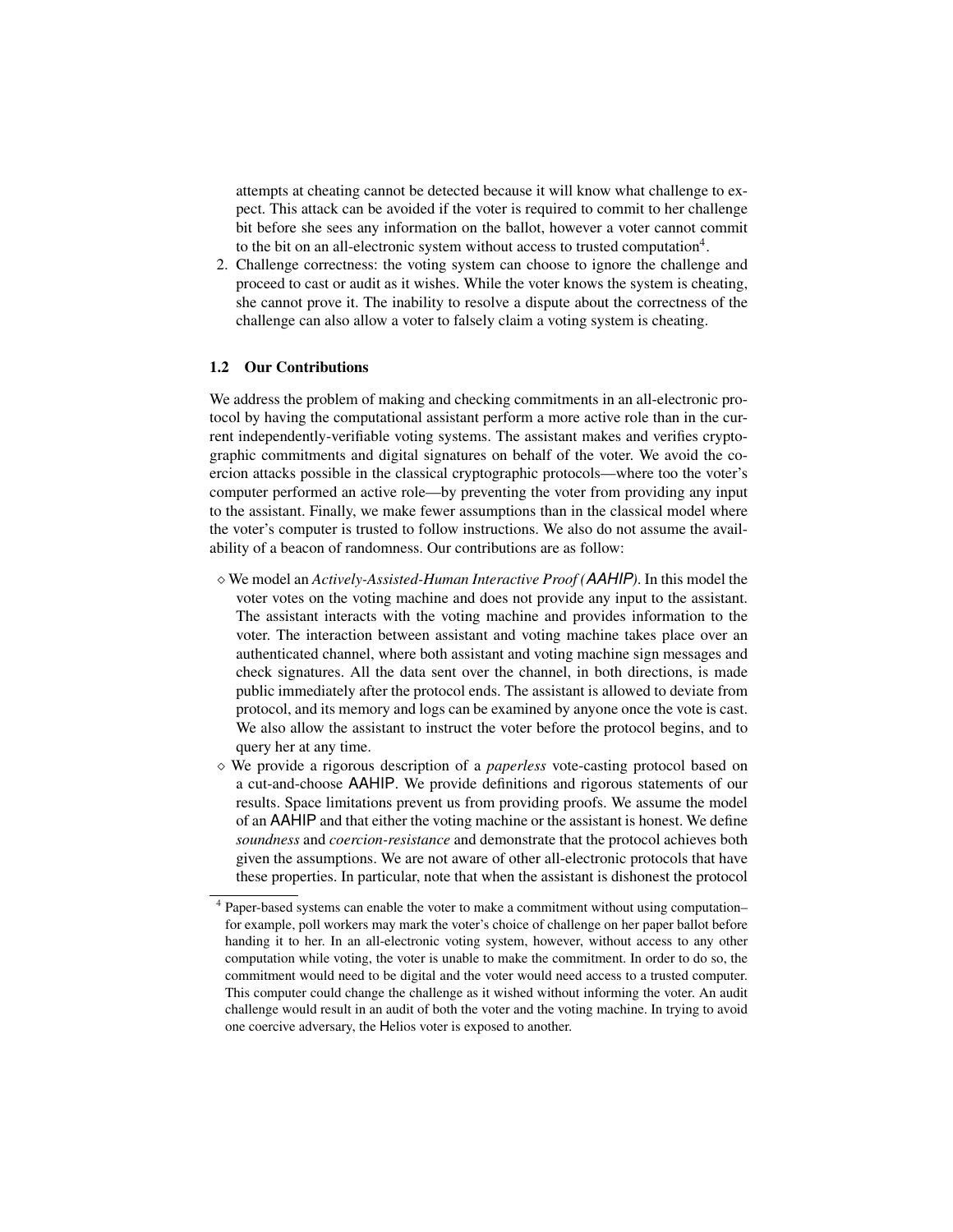attempts at cheating cannot be detected because it will know what challenge to expect. This attack can be avoided if the voter is required to commit to her challenge bit before she sees any information on the ballot, however a voter cannot commit to the bit on an all-electronic system without access to trusted computation[4].

2. Challenge correctness: the voting system can choose to ignore the challenge and proceed to cast or audit as it wishes. While the voter knows the system is cheating, she cannot prove it. The inability to resolve a dispute about the correctness of the challenge can also allow a voter to falsely claim a voting system is cheating.

### 1.2 Our Contributions

We address the problem of making and checking commitments in an all-electronic protocol by having the computational assistant perform a more active role than in the current independently-verifiable voting systems. The assistant makes and verifies cryptographic commitments and digital signatures on behalf of the voter. We avoid the coercion attacks possible in the classical cryptographic protocols—where too the voter's computer performed an active role—by preventing the voter from providing any input to the assistant. Finally, we make fewer assumptions than in the classical model where the voter's computer is trusted to follow instructions. We also do not assume the availability of a beacon of randomness. Our contributions are as follow:

- ◇ We model an *Actively-Assisted-Human Interactive Proof (AAHIP)*. In this model the voter votes on the voting machine and does not provide any input to the assistant. The assistant interacts with the voting machine and provides information to the voter. The interaction between assistant and voting machine takes place over an authenticated channel, where both assistant and voting machine sign messages and check signatures. All the data sent over the channel, in both directions, is made public immediately after the protocol ends. The assistant is allowed to deviate from protocol, and its memory and logs can be examined by anyone once the vote is cast. We also allow the assistant to instruct the voter before the protocol begins, and to query her at any time.
- ◇ We provide a rigorous description of a *paperless* vote-casting protocol based on a cut-and-choose AAHIP. We provide definitions and rigorous statements of our results. Space limitations prevent us from providing proofs. We assume the model of an AAHIP and that either the voting machine or the assistant is honest. We define *soundness* and *coercion-resistance* and demonstrate that the protocol achieves both given the assumptions. We are not aware of other all-electronic protocols that have these properties. In particular, note that when the assistant is dishonest the protocol

[4] Paper-based systems can enable the voter to make a commitment without using computation–for example, poll workers may mark the voter's choice of challenge on her paper ballot before handing it to her. In an all-electronic voting system, however, without access to any other computation while voting, the voter is unable to make the commitment. In order to do so, the commitment would need to be digital and the voter would need access to a trusted computer. This computer could change the challenge as it wished without informing the voter. An audit challenge would result in an audit of both the voter and the voting machine. In trying to avoid one coercive adversary, the Helios voter is exposed to another.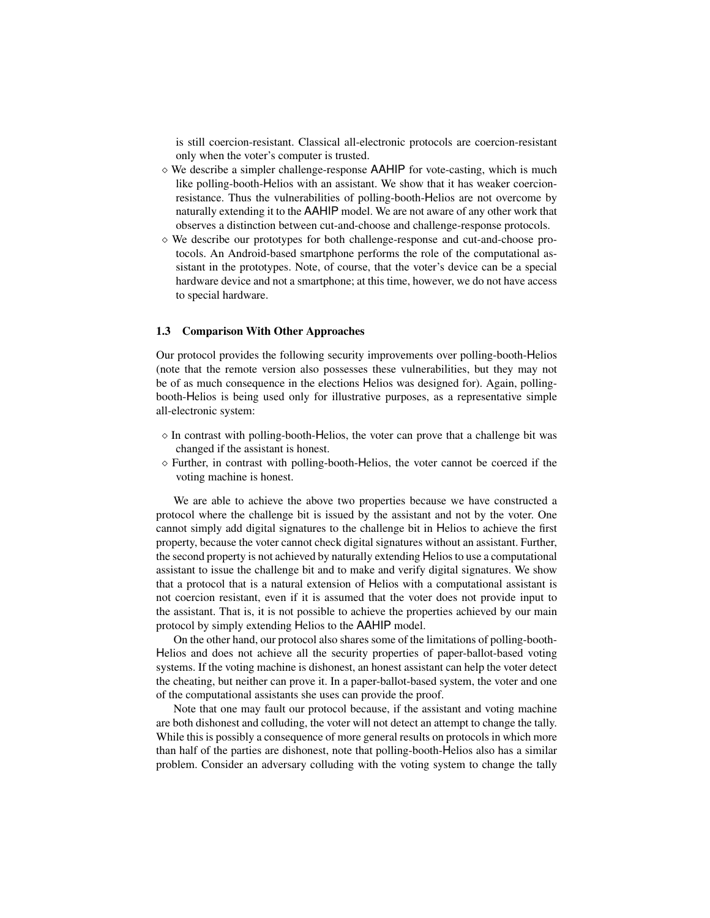is still coercion-resistant. Classical all-electronic protocols are coercion-resistant only when the voter's computer is trusted.

- ⋄ We describe a simpler challenge-response AAHIP for vote-casting, which is much like polling-booth-Helios with an assistant. We show that it has weaker coercion-resistance. Thus the vulnerabilities of polling-booth-Helios are not overcome by naturally extending it to the AAHIP model. We are not aware of any other work that observes a distinction between cut-and-choose and challenge-response protocols.
- ⋄ We describe our prototypes for both challenge-response and cut-and-choose protocols. An Android-based smartphone performs the role of the computational assistant in the prototypes. Note, of course, that the voter's device can be a special hardware device and not a smartphone; at this time, however, we do not have access to special hardware.

### 1.3 Comparison With Other Approaches

Our protocol provides the following security improvements over polling-booth-Helios (note that the remote version also possesses these vulnerabilities, but they may not be of as much consequence in the elections Helios was designed for). Again, polling-booth-Helios is being used only for illustrative purposes, as a representative simple all-electronic system:

- ⋄ In contrast with polling-booth-Helios, the voter can prove that a challenge bit was changed if the assistant is honest.
- ⋄ Further, in contrast with polling-booth-Helios, the voter cannot be coerced if the voting machine is honest.

We are able to achieve the above two properties because we have constructed a protocol where the challenge bit is issued by the assistant and not by the voter. One cannot simply add digital signatures to the challenge bit in Helios to achieve the first property, because the voter cannot check digital signatures without an assistant. Further, the second property is not achieved by naturally extending Helios to use a computational assistant to issue the challenge bit and to make and verify digital signatures. We show that a protocol that is a natural extension of Helios with a computational assistant is not coercion resistant, even if it is assumed that the voter does not provide input to the assistant. That is, it is not possible to achieve the properties achieved by our main protocol by simply extending Helios to the AAHIP model.

On the other hand, our protocol also shares some of the limitations of polling-booth-Helios and does not achieve all the security properties of paper-ballot-based voting systems. If the voting machine is dishonest, an honest assistant can help the voter detect the cheating, but neither can prove it. In a paper-ballot-based system, the voter and one of the computational assistants she uses can provide the proof.

Note that one may fault our protocol because, if the assistant and voting machine are both dishonest and colluding, the voter will not detect an attempt to change the tally. While this is possibly a consequence of more general results on protocols in which more than half of the parties are dishonest, note that polling-booth-Helios also has a similar problem. Consider an adversary colluding with the voting system to change the tally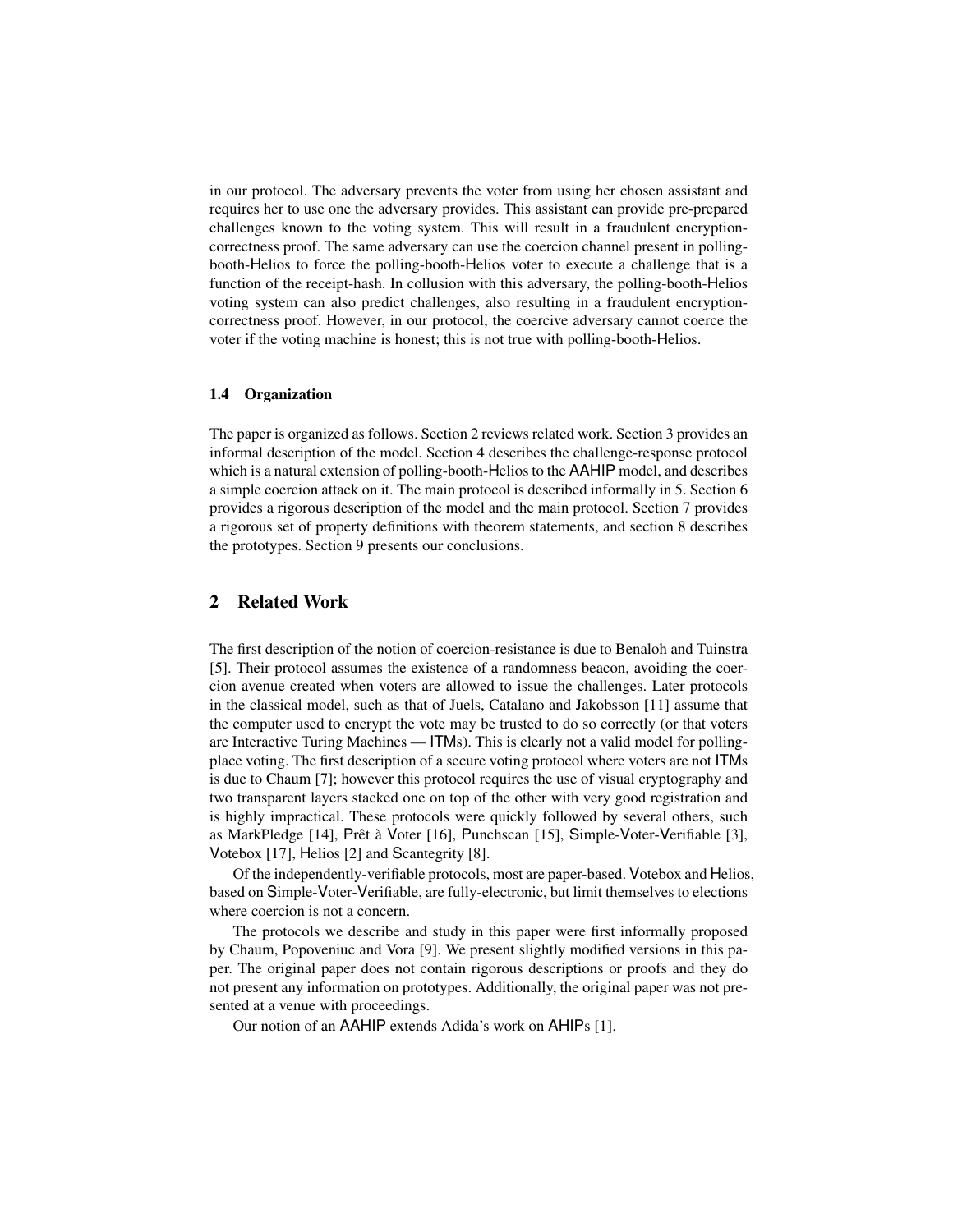in our protocol. The adversary prevents the voter from using her chosen assistant and requires her to use one the adversary provides. This assistant can provide pre-prepared challenges known to the voting system. This will result in a fraudulent encryption-correctness proof. The same adversary can use the coercion channel present in polling-booth-Helios to force the polling-booth-Helios voter to execute a challenge that is a function of the receipt-hash. In collusion with this adversary, the polling-booth-Helios voting system can also predict challenges, also resulting in a fraudulent encryption-correctness proof. However, in our protocol, the coercive adversary cannot coerce the voter if the voting machine is honest; this is not true with polling-booth-Helios.

### 1.4 Organization

The paper is organized as follows. Section 2 reviews related work. Section 3 provides an informal description of the model. Section 4 describes the challenge-response protocol which is a natural extension of polling-booth-Helios to the AAHIP model, and describes a simple coercion attack on it. The main protocol is described informally in 5. Section 6 provides a rigorous description of the model and the main protocol. Section 7 provides a rigorous set of property definitions with theorem statements, and section 8 describes the prototypes. Section 9 presents our conclusions.

## 2 Related Work

The first description of the notion of coercion-resistance is due to Benaloh and Tuinstra [5]. Their protocol assumes the existence of a randomness beacon, avoiding the coercion avenue created when voters are allowed to issue the challenges. Later protocols in the classical model, such as that of Juels, Catalano and Jakobsson [11] assume that the computer used to encrypt the vote may be trusted to do so correctly (or that voters are Interactive Turing Machines — ITMs). This is clearly not a valid model for polling-place voting. The first description of a secure voting protocol where voters are not ITMs is due to Chaum [7]; however this protocol requires the use of visual cryptography and two transparent layers stacked one on top of the other with very good registration and is highly impractical. These protocols were quickly followed by several others, such as MarkPledge [14], Prêt à Voter [16], Punchscan [15], Simple-Voter-Verifiable [3], Votebox [17], Helios [2] and Scantegrity [8].

Of the independently-verifiable protocols, most are paper-based. Votebox and Helios, based on Simple-Voter-Verifiable, are fully-electronic, but limit themselves to elections where coercion is not a concern.

The protocols we describe and study in this paper were first informally proposed by Chaum, Popoveniuc and Vora [9]. We present slightly modified versions in this paper. The original paper does not contain rigorous descriptions or proofs and they do not present any information on prototypes. Additionally, the original paper was not presented at a venue with proceedings.

Our notion of an AAHIP extends Adida's work on AHIPs [1].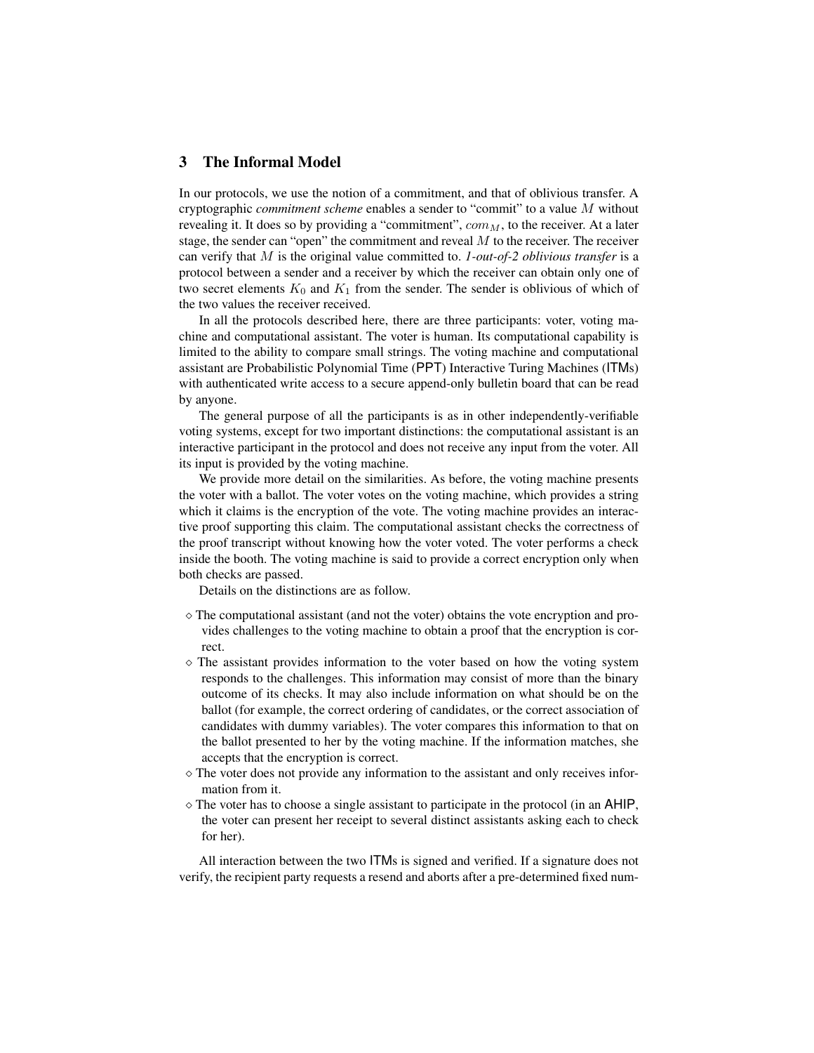## 3 The Informal Model

In our protocols, we use the notion of a commitment, and that of oblivious transfer. A cryptographic *commitment scheme* enables a sender to "commit" to a value $M$ without revealing it. It does so by providing a "commitment", $com_M$, to the receiver. At a later stage, the sender can "open" the commitment and reveal $M$ to the receiver. The receiver can verify that $M$ is the original value committed to. *1-out-of-2 oblivious transfer* is a protocol between a sender and a receiver by which the receiver can obtain only one of two secret elements $K_0$ and $K_1$ from the sender. The sender is oblivious of which of the two values the receiver received.

In all the protocols described here, there are three participants: voter, voting machine and computational assistant. The voter is human. Its computational capability is limited to the ability to compare small strings. The voting machine and computational assistant are Probabilistic Polynomial Time (PPT) Interactive Turing Machines (ITMs) with authenticated write access to a secure append-only bulletin board that can be read by anyone.

The general purpose of all the participants is as in other independently-verifiable voting systems, except for two important distinctions: the computational assistant is an interactive participant in the protocol and does not receive any input from the voter. All its input is provided by the voting machine.

We provide more detail on the similarities. As before, the voting machine presents the voter with a ballot. The voter votes on the voting machine, which provides a string which it claims is the encryption of the vote. The voting machine provides an interactive proof supporting this claim. The computational assistant checks the correctness of the proof transcript without knowing how the voter voted. The voter performs a check inside the booth. The voting machine is said to provide a correct encryption only when both checks are passed.

Details on the distinctions are as follow.

- ⋄ The computational assistant (and not the voter) obtains the vote encryption and provides challenges to the voting machine to obtain a proof that the encryption is correct.
- ⋄ The assistant provides information to the voter based on how the voting system responds to the challenges. This information may consist of more than the binary outcome of its checks. It may also include information on what should be on the ballot (for example, the correct ordering of candidates, or the correct association of candidates with dummy variables). The voter compares this information to that on the ballot presented to her by the voting machine. If the information matches, she accepts that the encryption is correct.
- ⋄ The voter does not provide any information to the assistant and only receives information from it.
- ⋄ The voter has to choose a single assistant to participate in the protocol (in an AHIP, the voter can present her receipt to several distinct assistants asking each to check for her).

All interaction between the two ITMs is signed and verified. If a signature does not verify, the recipient party requests a resend and aborts after a pre-determined fixed num-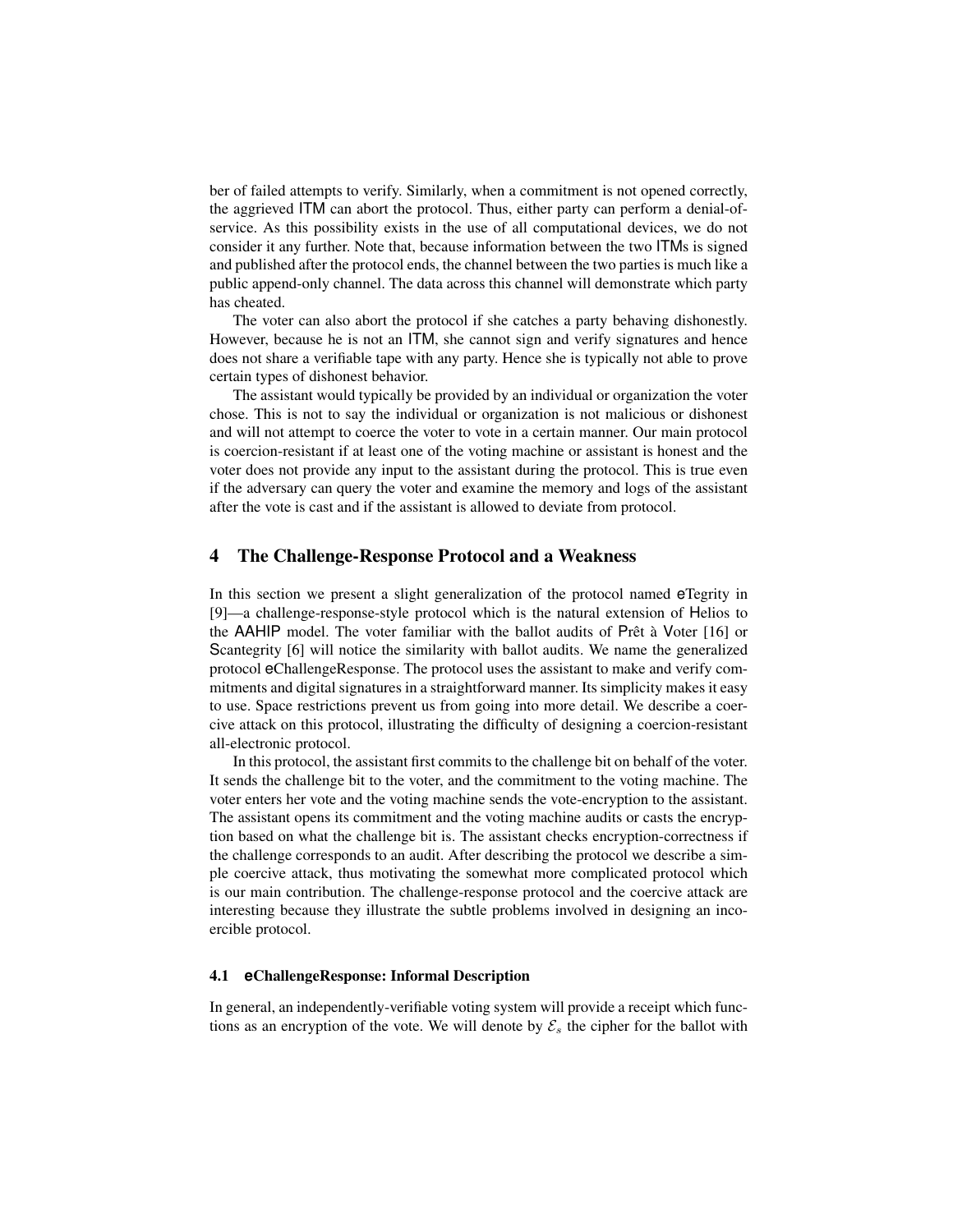ber of failed attempts to verify. Similarly, when a commitment is not opened correctly, the aggrieved ITM can abort the protocol. Thus, either party can perform a denial-of-service. As this possibility exists in the use of all computational devices, we do not consider it any further. Note that, because information between the two ITMs is signed and published after the protocol ends, the channel between the two parties is much like a public append-only channel. The data across this channel will demonstrate which party has cheated.

The voter can also abort the protocol if she catches a party behaving dishonestly. However, because he is not an ITM, she cannot sign and verify signatures and hence does not share a verifiable tape with any party. Hence she is typically not able to prove certain types of dishonest behavior.

The assistant would typically be provided by an individual or organization the voter chose. This is not to say the individual or organization is not malicious or dishonest and will not attempt to coerce the voter to vote in a certain manner. Our main protocol is coercion-resistant if at least one of the voting machine or assistant is honest and the voter does not provide any input to the assistant during the protocol. This is true even if the adversary can query the voter and examine the memory and logs of the assistant after the vote is cast and if the assistant is allowed to deviate from protocol.

## 4 The Challenge-Response Protocol and a Weakness

In this section we present a slight generalization of the protocol named eTegrity in [9]—a challenge-response-style protocol which is the natural extension of Helios to the AAHIP model. The voter familiar with the ballot audits of Prêt à Voter [16] or Scantegrity [6] will notice the similarity with ballot audits. We name the generalized protocol eChallengeResponse. The protocol uses the assistant to make and verify commitments and digital signatures in a straightforward manner. Its simplicity makes it easy to use. Space restrictions prevent us from going into more detail. We describe a coercive attack on this protocol, illustrating the difficulty of designing a coercion-resistant all-electronic protocol.

In this protocol, the assistant first commits to the challenge bit on behalf of the voter. It sends the challenge bit to the voter, and the commitment to the voting machine. The voter enters her vote and the voting machine sends the vote-encryption to the assistant. The assistant opens its commitment and the voting machine audits or casts the encryption based on what the challenge bit is. The assistant checks encryption-correctness if the challenge corresponds to an audit. After describing the protocol we describe a simple coercive attack, thus motivating the somewhat more complicated protocol which is our main contribution. The challenge-response protocol and the coercive attack are interesting because they illustrate the subtle problems involved in designing an incoercible protocol.

### 4.1 eChallengeResponse: Informal Description

In general, an independently-verifiable voting system will provide a receipt which functions as an encryption of the vote. We will denote by $\mathcal{E}_s$ the cipher for the ballot with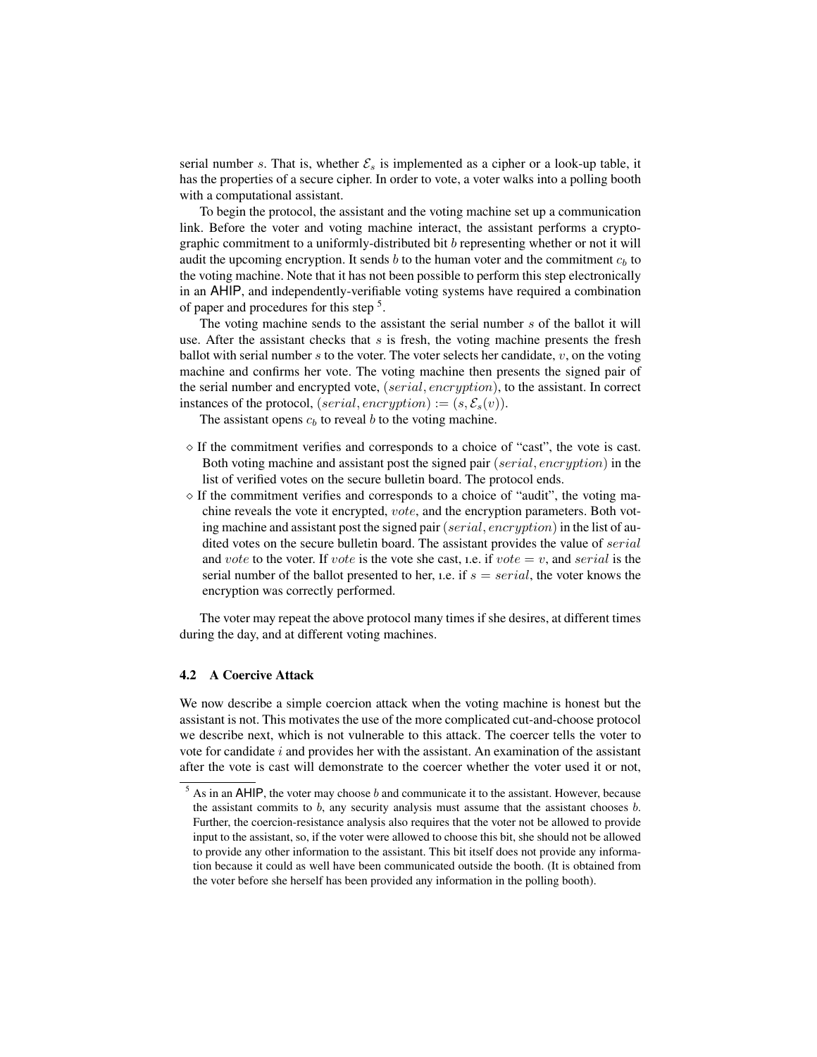serial number $s$. That is, whether $\mathcal{E}_s$ is implemented as a cipher or a look-up table, it has the properties of a secure cipher. In order to vote, a voter walks into a polling booth with a computational assistant.

To begin the protocol, the assistant and the voting machine set up a communication link. Before the voter and voting machine interact, the assistant performs a cryptographic commitment to a uniformly-distributed bit $b$ representing whether or not it will audit the upcoming encryption. It sends $b$ to the human voter and the commitment $c_b$ to the voting machine. Note that it has not been possible to perform this step electronically in an AHIP, and independently-verifiable voting systems have required a combination of paper and procedures for this step [5].

The voting machine sends to the assistant the serial number $s$ of the ballot it will use. After the assistant checks that $s$ is fresh, the voting machine presents the fresh ballot with serial number $s$ to the voter. The voter selects her candidate, $v$, on the voting machine and confirms her vote. The voting machine then presents the signed pair of the serial number and encrypted vote, $(serial, encryption)$, to the assistant. In correct instances of the protocol, $(serial, encryption) := (s, \mathcal{E}_s(v))$.

The assistant opens $c_b$ to reveal $b$ to the voting machine.

- ◇ If the commitment verifies and corresponds to a choice of "cast", the vote is cast. Both voting machine and assistant post the signed pair $(serial, encryption)$ in the list of verified votes on the secure bulletin board. The protocol ends.
- ◇ If the commitment verifies and corresponds to a choice of "audit", the voting machine reveals the vote it encrypted, $vote$, and the encryption parameters. Both voting machine and assistant post the signed pair $(serial, encryption)$ in the list of audited votes on the secure bulletin board. The assistant provides the value of $serial$ and $vote$ to the voter. If $vote$ is the vote she cast, i.e. if $vote = v$, and $serial$ is the serial number of the ballot presented to her, i.e. if $s = serial$, the voter knows the encryption was correctly performed.

The voter may repeat the above protocol many times if she desires, at different times during the day, and at different voting machines.

### 4.2 A Coercive Attack

We now describe a simple coercion attack when the voting machine is honest but the assistant is not. This motivates the use of the more complicated cut-and-choose protocol we describe next, which is not vulnerable to this attack. The coercer tells the voter to vote for candidate $i$ and provides her with the assistant. An examination of the assistant after the vote is cast will demonstrate to the coercer whether the voter used it or not,

[5] As in an AHIP, the voter may choose $b$ and communicate it to the assistant. However, because the assistant commits to $b$, any security analysis must assume that the assistant chooses $b$. Further, the coercion-resistance analysis also requires that the voter not be allowed to provide input to the assistant, so, if the voter were allowed to choose this bit, she should not be allowed to provide any other information to the assistant. This bit itself does not provide any information because it could as well have been communicated outside the booth. (It is obtained from the voter before she herself has been provided any information in the polling booth).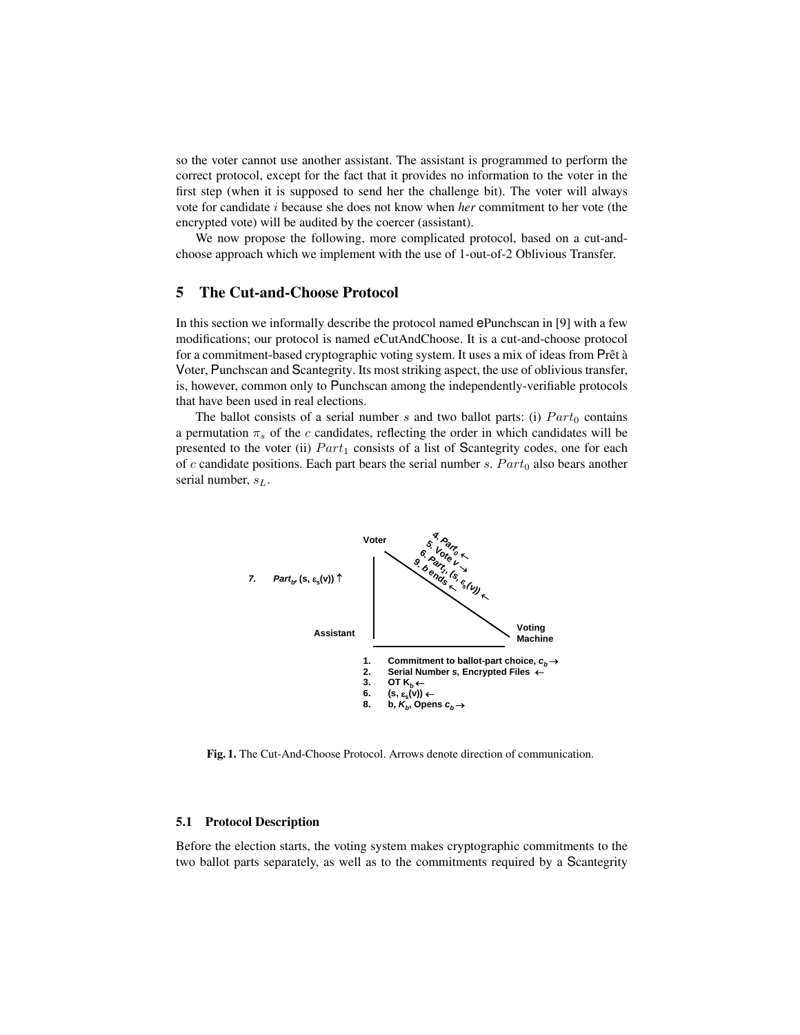so the voter cannot use another assistant. The assistant is programmed to perform the correct protocol, except for the fact that it provides no information to the voter in the first step (when it is supposed to send her the challenge bit). The voter will always vote for candidate $i$ because she does not know when *her* commitment to her vote (the encrypted vote) will be audited by the coercer (assistant).

We now propose the following, more complicated protocol, based on a cut-and-choose approach which we implement with the use of 1-out-of-2 Oblivious Transfer.

## 5 The Cut-and-Choose Protocol

In this section we informally describe the protocol named ePunchscan in [9] with a few modifications; our protocol is named eCutAndChoose. It is a cut-and-choose protocol for a commitment-based cryptographic voting system. It uses a mix of ideas from Prêt à Voter, Punchscan and Scantegrity. Its most striking aspect, the use of oblivious transfer, is, however, common only to Punchscan among the independently-verifiable protocols that have been used in real elections.

The ballot consists of a serial number $s$ and two ballot parts: (i) $Part_0$ contains a permutation $\pi_s$ of the $c$ candidates, reflecting the order in which candidates will be presented to the voter (ii) $Part_1$ consists of a list of Scantegrity codes, one for each of $c$ candidate positions. Each part bears the serial number $s$. $Part_0$ also bears another serial number, $s_L$.

Voter

4. $Part_0$ ←
5. Vote $v$ →
6. $Part_1$, $(s, \varepsilon_s(v))$ ←
9. $b$ ends ←

7. $Part_b$, $(s, \varepsilon_s(v))$ ↑

Assistant

Voting Machine

1. Commitment to ballot-part choice, $c_b$ →
2. Serial Number $s$, Encrypted Files ←
3. OT $K_b$ ←
6. $(s, \varepsilon_s(v))$ ←
8. $b$, $K_b$, Opens $c_b$ →

**Fig. 1.** The Cut-And-Choose Protocol. Arrows denote direction of communication.

### 5.1 Protocol Description

Before the election starts, the voting system makes cryptographic commitments to the two ballot parts separately, as well as to the commitments required by a Scantegrity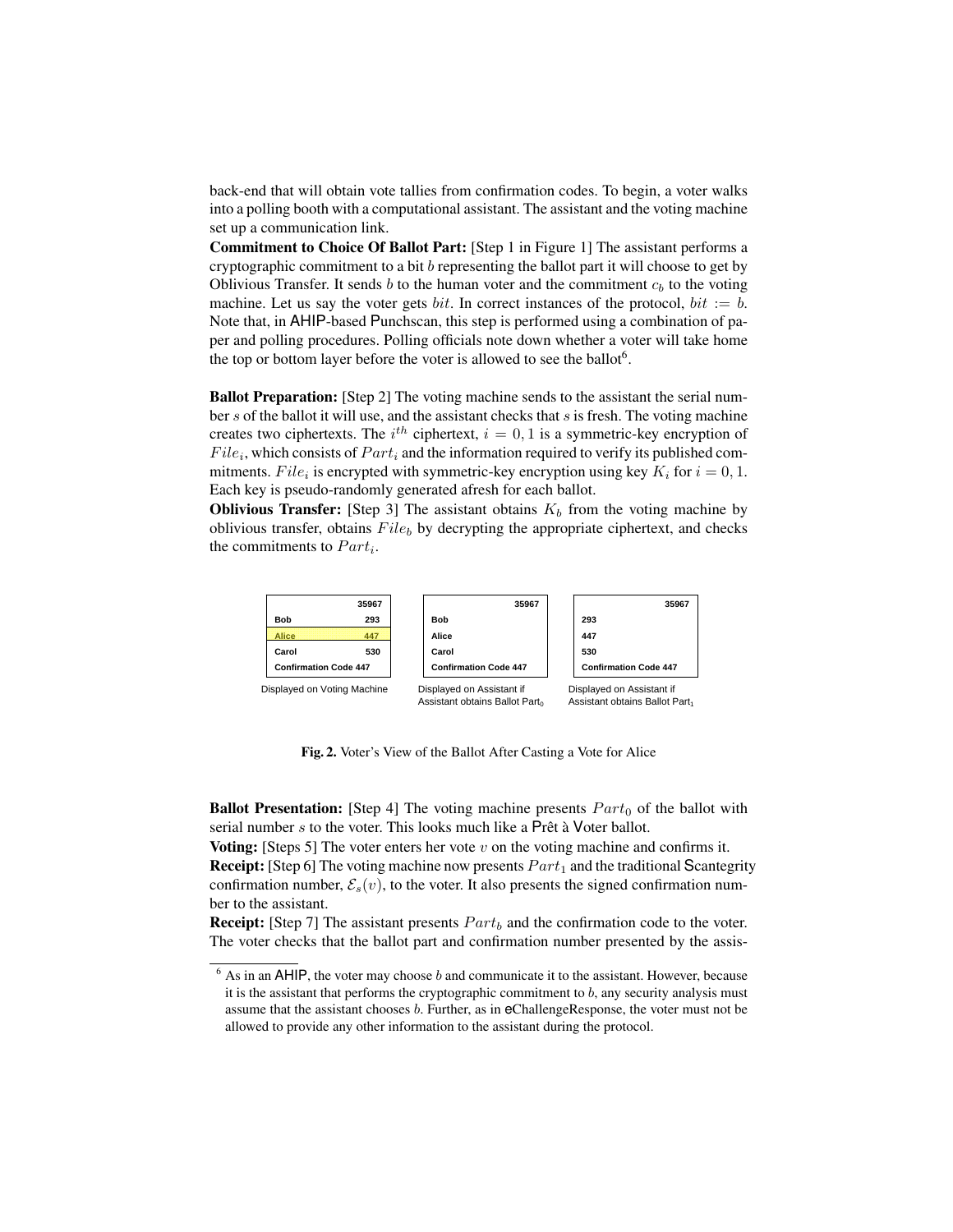back-end that will obtain vote tallies from confirmation codes. To begin, a voter walks into a polling booth with a computational assistant. The assistant and the voting machine set up a communication link.

**Commitment to Choice Of Ballot Part:** [Step 1 in Figure 1] The assistant performs a cryptographic commitment to a bit $b$ representing the ballot part it will choose to get by Oblivious Transfer. It sends $b$ to the human voter and the commitment $c_b$ to the voting machine. Let us say the voter gets $bit$. In correct instances of the protocol, $bit := b$. Note that, in AHIP-based Punchscan, this step is performed using a combination of paper and polling procedures. Polling officials note down whether a voter will take home the top or bottom layer before the voter is allowed to see the ballot[6].

**Ballot Preparation:** [Step 2] The voting machine sends to the assistant the serial number $s$ of the ballot it will use, and the assistant checks that $s$ is fresh. The voting machine creates two ciphertexts. The $i^{th}$ ciphertext, $i = 0, 1$ is a symmetric-key encryption of $File_i$, which consists of $Part_i$ and the information required to verify its published commitments. $File_i$ is encrypted with symmetric-key encryption using key $K_i$ for $i = 0, 1$. Each key is pseudo-randomly generated afresh for each ballot.

**Oblivious Transfer:** [Step 3] The assistant obtains $K_b$ from the voting machine by oblivious transfer, obtains $File_b$ by decrypting the appropriate ciphertext, and checks the commitments to $Part_i$.

| | 35967 |
|---|---|
| Bob | 293 |
| Alice | 447 |
| Carol | 530 |
| Confirmation Code 447 | |

Displayed on Voting Machine

| 35967 |
|---|
| Bob |
| Alice |
| Carol |
| Confirmation Code 447 |

Displayed on Assistant if Assistant obtains Ballot $Part_0$

| 35967 |
|---|
| 293 |
| 447 |
| 530 |
| Confirmation Code 447 |

Displayed on Assistant if Assistant obtains Ballot $Part_1$

**Fig. 2.** Voter's View of the Ballot After Casting a Vote for Alice

**Ballot Presentation:** [Step 4] The voting machine presents $Part_0$ of the ballot with serial number $s$ to the voter. This looks much like a Prêt à Voter ballot.

**Voting:** [Steps 5] The voter enters her vote $v$ on the voting machine and confirms it.

**Receipt:** [Step 6] The voting machine now presents $Part_1$ and the traditional Scantegrity confirmation number, $\mathcal{E}_s(v)$, to the voter. It also presents the signed confirmation number to the assistant.

**Receipt:** [Step 7] The assistant presents $Part_b$ and the confirmation code to the voter. The voter checks that the ballot part and confirmation number presented by the assis-

[6] As in an AHIP, the voter may choose $b$ and communicate it to the assistant. However, because it is the assistant that performs the cryptographic commitment to $b$, any security analysis must assume that the assistant chooses $b$. Further, as in eChallengeResponse, the voter must not be allowed to provide any other information to the assistant during the protocol.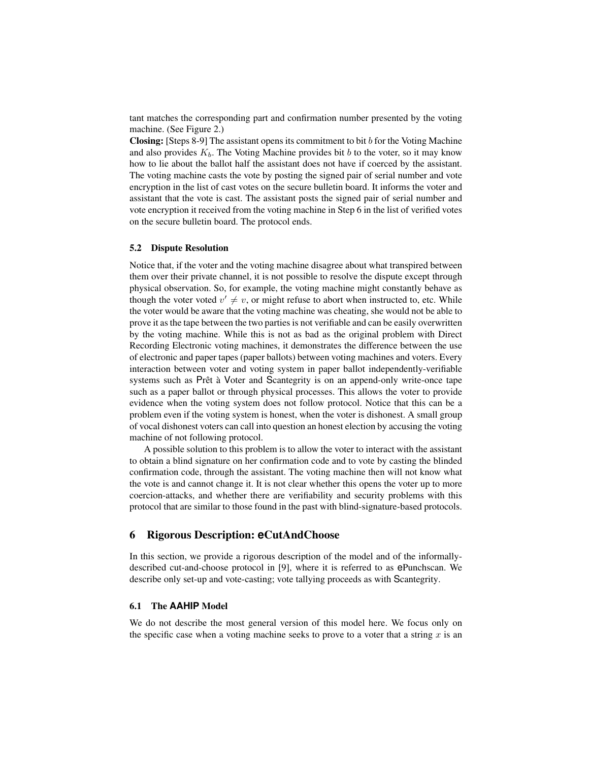tant matches the corresponding part and confirmation number presented by the voting machine. (See Figure 2.)

**Closing:** [Steps 8-9] The assistant opens its commitment to bit $b$ for the Voting Machine and also provides $K_b$. The Voting Machine provides bit $b$ to the voter, so it may know how to lie about the ballot half the assistant does not have if coerced by the assistant. The voting machine casts the vote by posting the signed pair of serial number and vote encryption in the list of cast votes on the secure bulletin board. It informs the voter and assistant that the vote is cast. The assistant posts the signed pair of serial number and vote encryption it received from the voting machine in Step 6 in the list of verified votes on the secure bulletin board. The protocol ends.

### 5.2 Dispute Resolution

Notice that, if the voter and the voting machine disagree about what transpired between them over their private channel, it is not possible to resolve the dispute except through physical observation. So, for example, the voting machine might constantly behave as though the voter voted $v' \neq v$, or might refuse to abort when instructed to, etc. While the voter would be aware that the voting machine was cheating, she would not be able to prove it as the tape between the two parties is not verifiable and can be easily overwritten by the voting machine. While this is not as bad as the original problem with Direct Recording Electronic voting machines, it demonstrates the difference between the use of electronic and paper tapes (paper ballots) between voting machines and voters. Every interaction between voter and voting system in paper ballot independently-verifiable systems such as Prêt à Voter and Scantegrity is on an append-only write-once tape such as a paper ballot or through physical processes. This allows the voter to provide evidence when the voting system does not follow protocol. Notice that this can be a problem even if the voting system is honest, when the voter is dishonest. A small group of vocal dishonest voters can call into question an honest election by accusing the voting machine of not following protocol.

A possible solution to this problem is to allow the voter to interact with the assistant to obtain a blind signature on her confirmation code and to vote by casting the blinded confirmation code, through the assistant. The voting machine then will not know what the vote is and cannot change it. It is not clear whether this opens the voter up to more coercion-attacks, and whether there are verifiability and security problems with this protocol that are similar to those found in the past with blind-signature-based protocols.

## 6 Rigorous Description: eCutAndChoose

In this section, we provide a rigorous description of the model and of the informally-described cut-and-choose protocol in [9], where it is referred to as ePunchscan. We describe only set-up and vote-casting; vote tallying proceeds as with Scantegrity.

### 6.1 The AAHIP Model

We do not describe the most general version of this model here. We focus only on the specific case when a voting machine seeks to prove to a voter that a string $x$ is an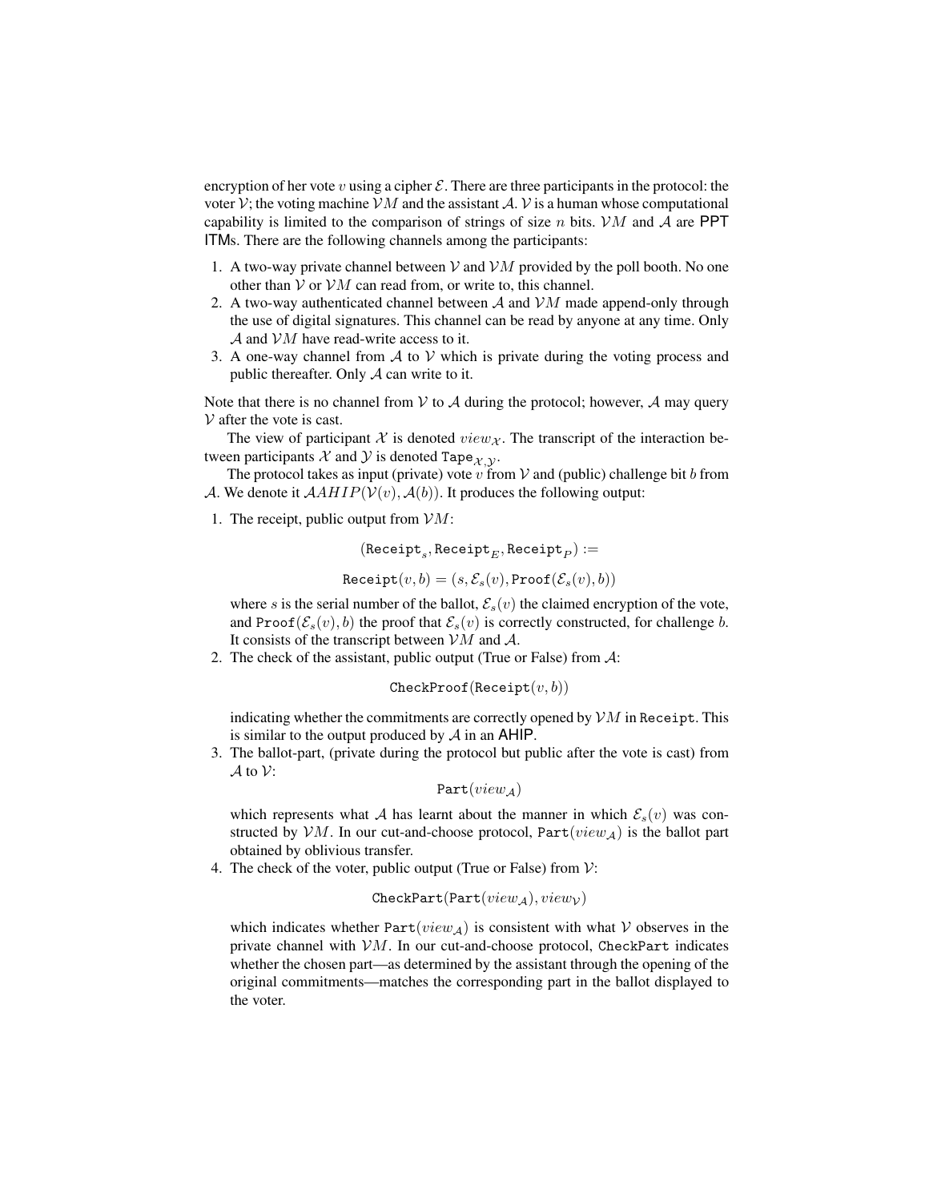encryption of her vote $v$ using a cipher $\mathcal{E}$. There are three participants in the protocol: the voter $\mathcal{V}$; the voting machine $\mathcal{V}M$ and the assistant $\mathcal{A}$. $\mathcal{V}$ is a human whose computational capability is limited to the comparison of strings of size $n$ bits. $\mathcal{V}M$ and $\mathcal{A}$ are PPT ITMs. There are the following channels among the participants:

1. A two-way private channel between $\mathcal{V}$ and $\mathcal{V}M$ provided by the poll booth. No one other than $\mathcal{V}$ or $\mathcal{V}M$ can read from, or write to, this channel.
2. A two-way authenticated channel between $\mathcal{A}$ and $\mathcal{V}M$ made append-only through the use of digital signatures. This channel can be read by anyone at any time. Only $\mathcal{A}$ and $\mathcal{V}M$ have read-write access to it.
3. A one-way channel from $\mathcal{A}$ to $\mathcal{V}$ which is private during the voting process and public thereafter. Only $\mathcal{A}$ can write to it.

Note that there is no channel from $\mathcal{V}$ to $\mathcal{A}$ during the protocol; however, $\mathcal{A}$ may query $\mathcal{V}$ after the vote is cast.

The view of participant $\mathcal{X}$ is denoted $view_{\mathcal{X}}$. The transcript of the interaction between participants $\mathcal{X}$ and $\mathcal{Y}$ is denoted $\texttt{Tape}_{\mathcal{X},\mathcal{Y}}$.

The protocol takes as input (private) vote $v$ from $\mathcal{V}$ and (public) challenge bit $b$ from $\mathcal{A}$. We denote it $\mathcal{A}AHIP(\mathcal{V}(v), \mathcal{A}(b))$. It produces the following output:

1. The receipt, public output from $\mathcal{V}M$:

$$(\texttt{Receipt}_s, \texttt{Receipt}_E, \texttt{Receipt}_P) :=$$

$$\texttt{Receipt}(v, b) = (s, \mathcal{E}_s(v), \texttt{Proof}(\mathcal{E}_s(v), b))$$

where $s$ is the serial number of the ballot, $\mathcal{E}_s(v)$ the claimed encryption of the vote, and $\texttt{Proof}(\mathcal{E}_s(v), b)$ the proof that $\mathcal{E}_s(v)$ is correctly constructed, for challenge $b$. It consists of the transcript between $\mathcal{V}M$ and $\mathcal{A}$.

2. The check of the assistant, public output (True or False) from $\mathcal{A}$:

$$\texttt{CheckProof}(\texttt{Receipt}(v, b))$$

indicating whether the commitments are correctly opened by $\mathcal{V}M$ in $\texttt{Receipt}$. This is similar to the output produced by $\mathcal{A}$ in an AHIP.

3. The ballot-part, (private during the protocol but public after the vote is cast) from $\mathcal{A}$ to $\mathcal{V}$:

$$\texttt{Part}(view_{\mathcal{A}})$$

which represents what $\mathcal{A}$ has learnt about the manner in which $\mathcal{E}_s(v)$ was constructed by $\mathcal{V}M$. In our cut-and-choose protocol, $\texttt{Part}(view_{\mathcal{A}})$ is the ballot part obtained by oblivious transfer.

4. The check of the voter, public output (True or False) from $\mathcal{V}$:

$$\texttt{CheckPart}(\texttt{Part}(view_{\mathcal{A}}), view_{\mathcal{V}})$$

which indicates whether $\texttt{Part}(view_{\mathcal{A}})$ is consistent with what $\mathcal{V}$ observes in the private channel with $\mathcal{V}M$. In our cut-and-choose protocol, $\texttt{CheckPart}$ indicates whether the chosen part—as determined by the assistant through the opening of the original commitments—matches the corresponding part in the ballot displayed to the voter.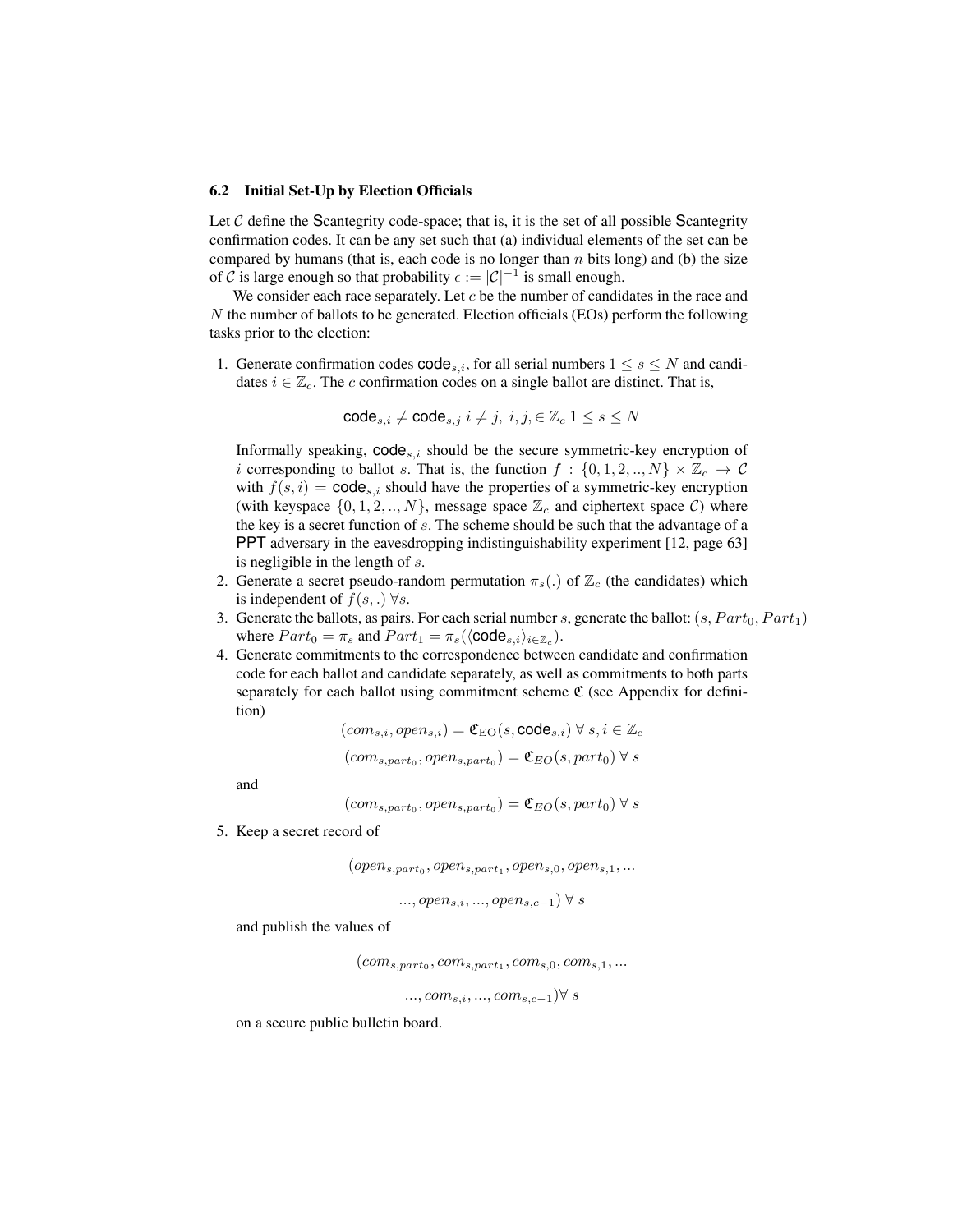### 6.2 Initial Set-Up by Election Officials

Let $\mathcal{C}$ define the Scantegrity code-space; that is, it is the set of all possible Scantegrity confirmation codes. It can be any set such that (a) individual elements of the set can be compared by humans (that is, each code is no longer than $n$ bits long) and (b) the size of $\mathcal{C}$ is large enough so that probability $\epsilon := |\mathcal{C}|^{-1}$ is small enough.

We consider each race separately. Let $c$ be the number of candidates in the race and $N$ the number of ballots to be generated. Election officials (EOs) perform the following tasks prior to the election:

1. Generate confirmation codes $\mathsf{code}_{s,i}$, for all serial numbers $1 \leq s \leq N$ and candidates $i \in \mathbb{Z}_c$. The $c$ confirmation codes on a single ballot are distinct. That is,

$$\mathsf{code}_{s,i} \neq \mathsf{code}_{s,j} \ i \neq j, \ i, j, \in \mathbb{Z}_c \ 1 \leq s \leq N$$

   Informally speaking, $\mathsf{code}_{s,i}$ should be the secure symmetric-key encryption of $i$ corresponding to ballot $s$. That is, the function $f : \{0, 1, 2, .., N\} \times \mathbb{Z}_c \rightarrow \mathcal{C}$ with $f(s, i) = \mathsf{code}_{s,i}$ should have the properties of a symmetric-key encryption (with keyspace $\{0, 1, 2, .., N\}$, message space $\mathbb{Z}_c$ and ciphertext space $\mathcal{C}$) where the key is a secret function of $s$. The scheme should be such that the advantage of a PPT adversary in the eavesdropping indistinguishability experiment [12, page 63] is negligible in the length of $s$.
2. Generate a secret pseudo-random permutation $\pi_s(.)$ of $\mathbb{Z}_c$ (the candidates) which is independent of $f(s, .) \ \forall s$.
3. Generate the ballots, as pairs. For each serial number $s$, generate the ballot: $(s, Part_0, Part_1)$ where $Part_0 = \pi_s$ and $Part_1 = \pi_s(\langle \mathsf{code}_{s,i} \rangle_{i \in \mathbb{Z}_c})$.
4. Generate commitments to the correspondence between candidate and confirmation code for each ballot and candidate separately, as well as commitments to both parts separately for each ballot using commitment scheme $\mathfrak{C}$ (see Appendix for definition)

$$(com_{s,i}, open_{s,i}) = \mathfrak{C}_{\text{EO}}(s, \mathsf{code}_{s,i}) \ \forall \ s, i \in \mathbb{Z}_c$$

$$(com_{s,part_0}, open_{s,part_0}) = \mathfrak{C}_{EO}(s, part_0) \ \forall \ s$$

   and

$$(com_{s,part_0}, open_{s,part_0}) = \mathfrak{C}_{EO}(s, part_0) \ \forall \ s$$

5. Keep a secret record of

$$(open_{s,part_0}, open_{s,part_1}, open_{s,0}, open_{s,1}, ...$$

$$..., open_{s,i}, ..., open_{s,c-1}) \ \forall \ s$$

   and publish the values of

$$(com_{s,part_0}, com_{s,part_1}, com_{s,0}, com_{s,1}, ...$$

$$..., com_{s,i}, ..., com_{s,c-1}) \forall \ s$$

   on a secure public bulletin board.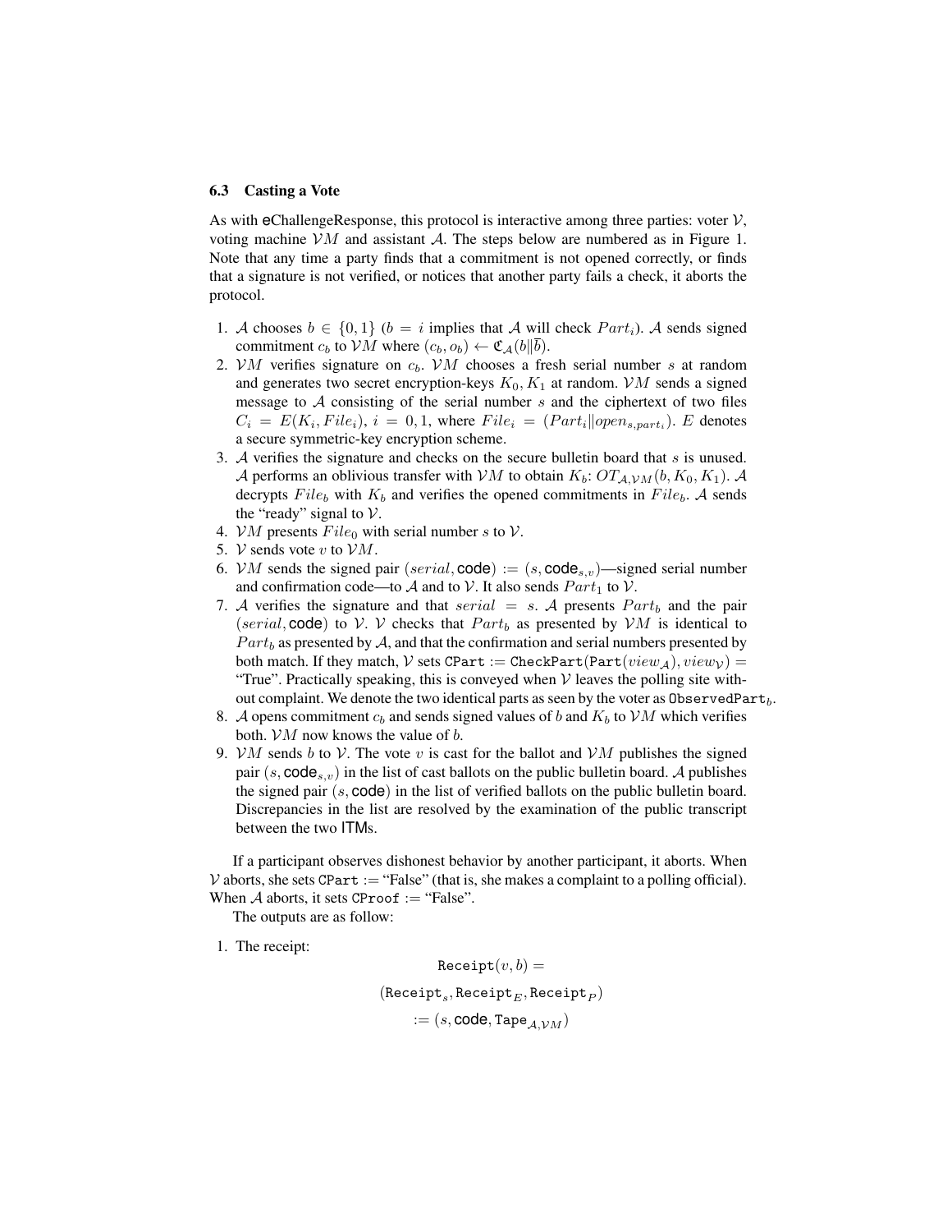### 6.3 Casting a Vote

As with eChallengeResponse, this protocol is interactive among three parties: voter $\mathcal{V}$, voting machine $\mathcal{VM}$ and assistant $\mathcal{A}$. The steps below are numbered as in Figure 1. Note that any time a party finds that a commitment is not opened correctly, or finds that a signature is not verified, or notices that another party fails a check, it aborts the protocol.

1. $\mathcal{A}$ chooses $b \in \{0, 1\}$ ($b = i$ implies that $\mathcal{A}$ will check $Part_i$). $\mathcal{A}$ sends signed commitment $c_b$ to $\mathcal{VM}$ where $(c_b, o_b) \leftarrow \mathfrak{C}_{\mathcal{A}}(b \| \overline{b})$.
2. $\mathcal{VM}$ verifies signature on $c_b$. $\mathcal{VM}$ chooses a fresh serial number $s$ at random and generates two secret encryption-keys $K_0, K_1$ at random. $\mathcal{VM}$ sends a signed message to $\mathcal{A}$ consisting of the serial number $s$ and the ciphertext of two files $C_i = E(K_i, File_i)$, $i = 0, 1$, where $File_i = (Part_i \| open_{s,part_i})$. $E$ denotes a secure symmetric-key encryption scheme.
3. $\mathcal{A}$ verifies the signature and checks on the secure bulletin board that $s$ is unused. $\mathcal{A}$ performs an oblivious transfer with $\mathcal{VM}$ to obtain $K_b$: $OT_{\mathcal{A},\mathcal{VM}}(b, K_0, K_1)$. $\mathcal{A}$ decrypts $File_b$ with $K_b$ and verifies the opened commitments in $File_b$. $\mathcal{A}$ sends the "ready" signal to $\mathcal{V}$.
4. $\mathcal{VM}$ presents $File_0$ with serial number $s$ to $\mathcal{V}$.
5. $\mathcal{V}$ sends vote $v$ to $\mathcal{VM}$.
6. $\mathcal{VM}$ sends the signed pair $(serial, \mathsf{code}) := (s, \mathsf{code}_{s,v})$—signed serial number and confirmation code—to $\mathcal{A}$ and to $\mathcal{V}$. It also sends $Part_1$ to $\mathcal{V}$.
7. $\mathcal{A}$ verifies the signature and that $serial = s$. $\mathcal{A}$ presents $Part_b$ and the pair $(serial, \mathsf{code})$ to $\mathcal{V}$. $\mathcal{V}$ checks that $Part_b$ as presented by $\mathcal{VM}$ is identical to $Part_b$ as presented by $\mathcal{A}$, and that the confirmation and serial numbers presented by both match. If they match, $\mathcal{V}$ sets $\mathtt{CPart} := \mathtt{CheckPart}(\mathtt{Part}(view_{\mathcal{A}}), view_{\mathcal{V}}) =$ "True". Practically speaking, this is conveyed when $\mathcal{V}$ leaves the polling site without complaint. We denote the two identical parts as seen by the voter as $\mathtt{ObservedPart}_b$.
8. $\mathcal{A}$ opens commitment $c_b$ and sends signed values of $b$ and $K_b$ to $\mathcal{VM}$ which verifies both. $\mathcal{VM}$ now knows the value of $b$.
9. $\mathcal{VM}$ sends $b$ to $\mathcal{V}$. The vote $v$ is cast for the ballot and $\mathcal{VM}$ publishes the signed pair $(s, \mathsf{code}_{s,v})$ in the list of cast ballots on the public bulletin board. $\mathcal{A}$ publishes the signed pair $(s, \mathsf{code})$ in the list of verified ballots on the public bulletin board. Discrepancies in the list are resolved by the examination of the public transcript between the two ITMs.

If a participant observes dishonest behavior by another participant, it aborts. When $\mathcal{V}$ aborts, she sets $\mathtt{CPart} :=$ "False" (that is, she makes a complaint to a polling official). When $\mathcal{A}$ aborts, it sets $\mathtt{CProof} :=$ "False".

The outputs are as follow:

1. The receipt:

$$\mathtt{Receipt}(v, b) =$$

$$(\mathtt{Receipt}_s, \mathtt{Receipt}_E, \mathtt{Receipt}_P)$$

$$:= (s, \mathsf{code}, \mathtt{Tape}_{\mathcal{A},\mathcal{VM}})$$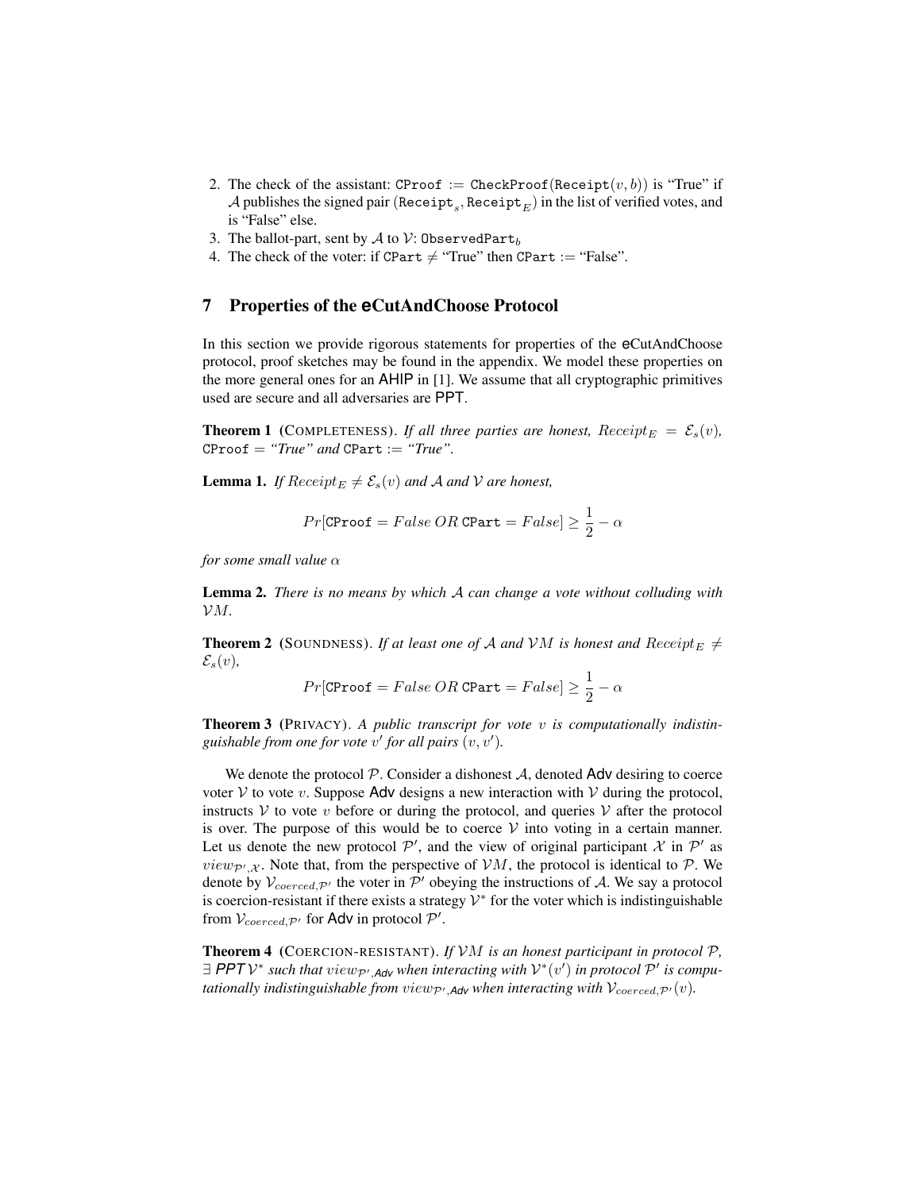2. The check of the assistant: `CProof` := `CheckProof`(`Receipt`$(v, b)$) is "True" if $\mathcal{A}$ publishes the signed pair ($\texttt{Receipt}_s$, $\texttt{Receipt}_E$) in the list of verified votes, and is "False" else.
3. The ballot-part, sent by $\mathcal{A}$ to $\mathcal{V}$: $\texttt{ObservedPart}_b$
4. The check of the voter: if `CPart` $\neq$ "True" then `CPart` := "False".

## 7 Properties of the eCutAndChoose Protocol

In this section we provide rigorous statements for properties of the eCutAndChoose protocol, proof sketches may be found in the appendix. We model these properties on the more general ones for an AHIP in [1]. We assume that all cryptographic primitives used are secure and all adversaries are PPT.

**Theorem 1** (COMPLETENESS). *If all three parties are honest, $Receipt_E = \mathcal{E}_s(v)$, `CProof` = "True" and `CPart` := "True".*

**Lemma 1.** *If $Receipt_E \neq \mathcal{E}_s(v)$ and $\mathcal{A}$ and $\mathcal{V}$ are honest,*

$$Pr[\texttt{CProof} = False \; OR \; \texttt{CPart} = False] \geq \frac{1}{2} - \alpha$$

*for some small value $\alpha$*

**Lemma 2.** *There is no means by which $\mathcal{A}$ can change a vote without colluding with $\mathcal{VM}$.*

**Theorem 2** (SOUNDNESS). *If at least one of $\mathcal{A}$ and $\mathcal{VM}$ is honest and $Receipt_E \neq \mathcal{E}_s(v)$,*

$$Pr[\texttt{CProof} = False \; OR \; \texttt{CPart} = False] \geq \frac{1}{2} - \alpha$$

**Theorem 3** (PRIVACY). *A public transcript for vote $v$ is computationally indistinguishable from one for vote $v'$ for all pairs $(v, v')$.*

We denote the protocol $\mathcal{P}$. Consider a dishonest $\mathcal{A}$, denoted Adv desiring to coerce voter $\mathcal{V}$ to vote $v$. Suppose Adv designs a new interaction with $\mathcal{V}$ during the protocol, instructs $\mathcal{V}$ to vote $v$ before or during the protocol, and queries $\mathcal{V}$ after the protocol is over. The purpose of this would be to coerce $\mathcal{V}$ into voting in a certain manner. Let us denote the new protocol $\mathcal{P}'$, and the view of original participant $\mathcal{X}$ in $\mathcal{P}'$ as $view_{\mathcal{P}',\mathcal{X}}$. Note that, from the perspective of $\mathcal{VM}$, the protocol is identical to $\mathcal{P}$. We denote by $\mathcal{V}_{coerced,\mathcal{P}'}$ the voter in $\mathcal{P}'$ obeying the instructions of $\mathcal{A}$. We say a protocol is coercion-resistant if there exists a strategy $\mathcal{V}^*$ for the voter which is indistinguishable from $\mathcal{V}_{coerced,\mathcal{P}'}$ for Adv in protocol $\mathcal{P}'$.

**Theorem 4** (COERCION-RESISTANT). *If $\mathcal{VM}$ is an honest participant in protocol $\mathcal{P}$, $\exists$ PPT $\mathcal{V}^*$ such that $view_{\mathcal{P}',\textsf{Adv}}$ when interacting with $\mathcal{V}^*(v')$ in protocol $\mathcal{P}'$ is computationally indistinguishable from $view_{\mathcal{P}',\textsf{Adv}}$ when interacting with $\mathcal{V}_{coerced,\mathcal{P}'}(v)$.*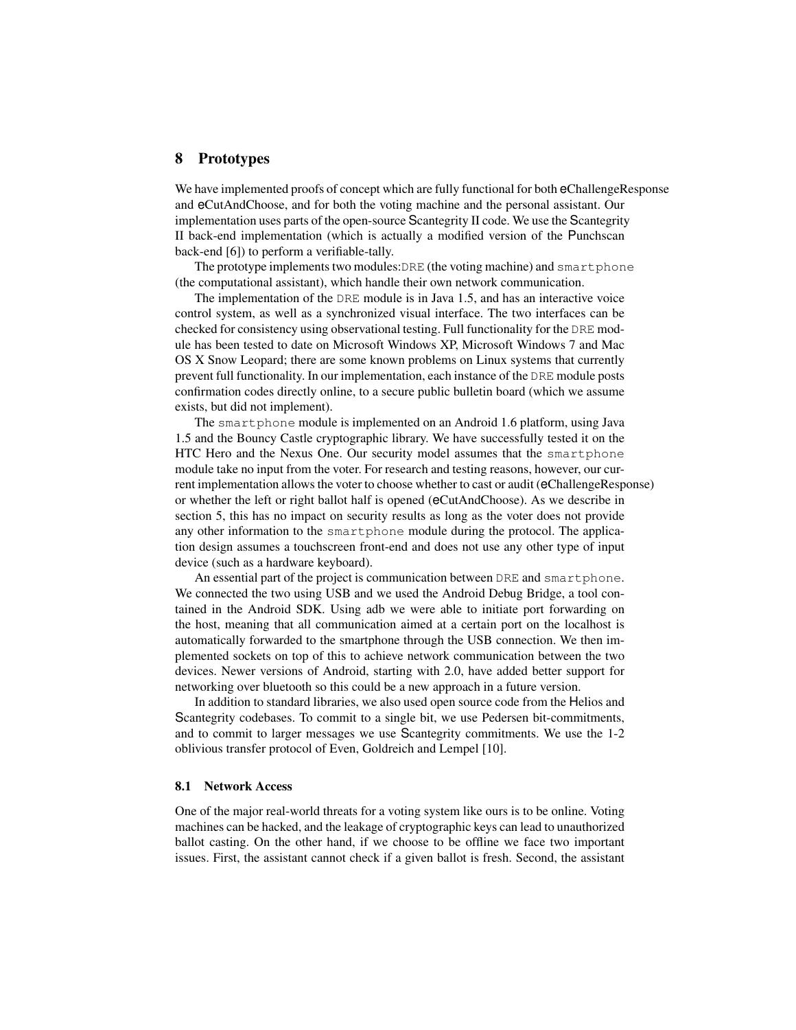## 8 Prototypes

We have implemented proofs of concept which are fully functional for both eChallengeResponse and eCutAndChoose, and for both the voting machine and the personal assistant. Our implementation uses parts of the open-source Scantegrity II code. We use the Scantegrity II back-end implementation (which is actually a modified version of the Punchscan back-end [6]) to perform a verifiable-tally.

The prototype implements two modules: `DRE` (the voting machine) and `smartphone` (the computational assistant), which handle their own network communication.

The implementation of the `DRE` module is in Java 1.5, and has an interactive voice control system, as well as a synchronized visual interface. The two interfaces can be checked for consistency using observational testing. Full functionality for the `DRE` module has been tested to date on Microsoft Windows XP, Microsoft Windows 7 and Mac OS X Snow Leopard; there are some known problems on Linux systems that currently prevent full functionality. In our implementation, each instance of the `DRE` module posts confirmation codes directly online, to a secure public bulletin board (which we assume exists, but did not implement).

The `smartphone` module is implemented on an Android 1.6 platform, using Java 1.5 and the Bouncy Castle cryptographic library. We have successfully tested it on the HTC Hero and the Nexus One. Our security model assumes that the `smartphone` module take no input from the voter. For research and testing reasons, however, our current implementation allows the voter to choose whether to cast or audit (eChallengeResponse) or whether the left or right ballot half is opened (eCutAndChoose). As we describe in section 5, this has no impact on security results as long as the voter does not provide any other information to the `smartphone` module during the protocol. The application design assumes a touchscreen front-end and does not use any other type of input device (such as a hardware keyboard).

An essential part of the project is communication between `DRE` and `smartphone`. We connected the two using USB and we used the Android Debug Bridge, a tool contained in the Android SDK. Using adb we were able to initiate port forwarding on the host, meaning that all communication aimed at a certain port on the localhost is automatically forwarded to the smartphone through the USB connection. We then implemented sockets on top of this to achieve network communication between the two devices. Newer versions of Android, starting with 2.0, have added better support for networking over bluetooth so this could be a new approach in a future version.

In addition to standard libraries, we also used open source code from the Helios and Scantegrity codebases. To commit to a single bit, we use Pedersen bit-commitments, and to commit to larger messages we use Scantegrity commitments. We use the 1-2 oblivious transfer protocol of Even, Goldreich and Lempel [10].

### 8.1 Network Access

One of the major real-world threats for a voting system like ours is to be online. Voting machines can be hacked, and the leakage of cryptographic keys can lead to unauthorized ballot casting. On the other hand, if we choose to be offline we face two important issues. First, the assistant cannot check if a given ballot is fresh. Second, the assistant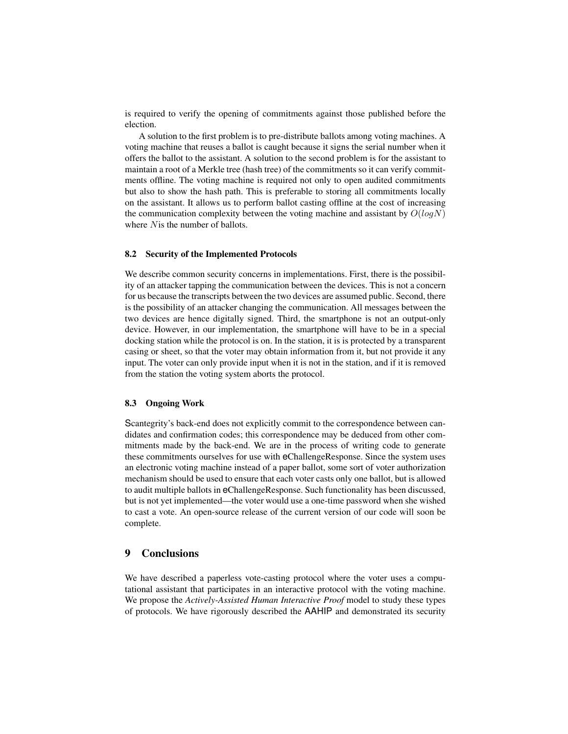is required to verify the opening of commitments against those published before the election.

A solution to the first problem is to pre-distribute ballots among voting machines. A voting machine that reuses a ballot is caught because it signs the serial number when it offers the ballot to the assistant. A solution to the second problem is for the assistant to maintain a root of a Merkle tree (hash tree) of the commitments so it can verify commitments offline. The voting machine is required not only to open audited commitments but also to show the hash path. This is preferable to storing all commitments locally on the assistant. It allows us to perform ballot casting offline at the cost of increasing the communication complexity between the voting machine and assistant by $O(logN)$ where $N$is the number of ballots.

### 8.2 Security of the Implemented Protocols

We describe common security concerns in implementations. First, there is the possibility of an attacker tapping the communication between the devices. This is not a concern for us because the transcripts between the two devices are assumed public. Second, there is the possibility of an attacker changing the communication. All messages between the two devices are hence digitally signed. Third, the smartphone is not an output-only device. However, in our implementation, the smartphone will have to be in a special docking station while the protocol is on. In the station, it is is protected by a transparent casing or sheet, so that the voter may obtain information from it, but not provide it any input. The voter can only provide input when it is not in the station, and if it is removed from the station the voting system aborts the protocol.

### 8.3 Ongoing Work

Scantegrity's back-end does not explicitly commit to the correspondence between candidates and confirmation codes; this correspondence may be deduced from other commitments made by the back-end. We are in the process of writing code to generate these commitments ourselves for use with eChallengeResponse. Since the system uses an electronic voting machine instead of a paper ballot, some sort of voter authorization mechanism should be used to ensure that each voter casts only one ballot, but is allowed to audit multiple ballots in eChallengeResponse. Such functionality has been discussed, but is not yet implemented—the voter would use a one-time password when she wished to cast a vote. An open-source release of the current version of our code will soon be complete.

## 9 Conclusions

We have described a paperless vote-casting protocol where the voter uses a computational assistant that participates in an interactive protocol with the voting machine. We propose the *Actively-Assisted Human Interactive Proof* model to study these types of protocols. We have rigorously described the AAHIP and demonstrated its security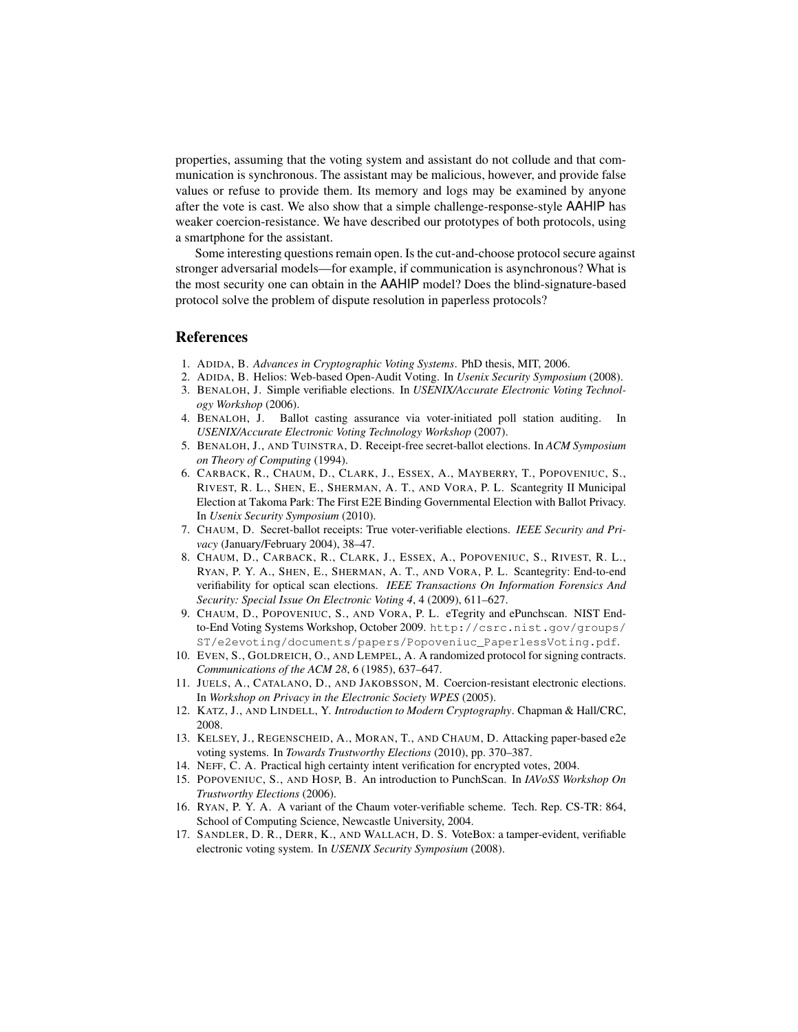properties, assuming that the voting system and assistant do not collude and that communication is synchronous. The assistant may be malicious, however, and provide false values or refuse to provide them. Its memory and logs may be examined by anyone after the vote is cast. We also show that a simple challenge-response-style AAHIP has weaker coercion-resistance. We have described our prototypes of both protocols, using a smartphone for the assistant.

Some interesting questions remain open. Is the cut-and-choose protocol secure against stronger adversarial models—for example, if communication is asynchronous? What is the most security one can obtain in the AAHIP model? Does the blind-signature-based protocol solve the problem of dispute resolution in paperless protocols?

## References

1. Adida, B. *Advances in Cryptographic Voting Systems*. PhD thesis, MIT, 2006.
2. Adida, B. Helios: Web-based Open-Audit Voting. In *Usenix Security Symposium* (2008).
3. Benaloh, J. Simple verifiable elections. In *USENIX/Accurate Electronic Voting Technology Workshop* (2006).
4. Benaloh, J. Ballot casting assurance via voter-initiated poll station auditing. In *USENIX/Accurate Electronic Voting Technology Workshop* (2007).
5. Benaloh, J., and Tuinstra, D. Receipt-free secret-ballot elections. In *ACM Symposium on Theory of Computing* (1994).
6. Carback, R., Chaum, D., Clark, J., Essex, A., Mayberry, T., Popoveniuc, S., Rivest, R. L., Shen, E., Sherman, A. T., and Vora, P. L. Scantegrity II Municipal Election at Takoma Park: The First E2E Binding Governmental Election with Ballot Privacy. In *Usenix Security Symposium* (2010).
7. Chaum, D. Secret-ballot receipts: True voter-verifiable elections. *IEEE Security and Privacy* (January/February 2004), 38–47.
8. Chaum, D., Carback, R., Clark, J., Essex, A., Popoveniuc, S., Rivest, R. L., Ryan, P. Y. A., Shen, E., Sherman, A. T., and Vora, P. L. Scantegrity: End-to-end verifiability for optical scan elections. *IEEE Transactions On Information Forensics And Security: Special Issue On Electronic Voting 4*, 4 (2009), 611–627.
9. Chaum, D., Popoveniuc, S., and Vora, P. L. eTegrity and ePunchscan. NIST End-to-End Voting Systems Workshop, October 2009. `http://csrc.nist.gov/groups/ST/e2evoting/documents/papers/Popoveniuc_PaperlessVoting.pdf`.
10. Even, S., Goldreich, O., and Lempel, A. A randomized protocol for signing contracts. *Communications of the ACM 28*, 6 (1985), 637–647.
11. Juels, A., Catalano, D., and Jakobsson, M. Coercion-resistant electronic elections. In *Workshop on Privacy in the Electronic Society WPES* (2005).
12. Katz, J., and Lindell, Y. *Introduction to Modern Cryptography*. Chapman & Hall/CRC, 2008.
13. Kelsey, J., Regenscheid, A., Moran, T., and Chaum, D. Attacking paper-based e2e voting systems. In *Towards Trustworthy Elections* (2010), pp. 370–387.
14. Neff, C. A. Practical high certainty intent verification for encrypted votes, 2004.
15. Popoveniuc, S., and Hosp, B. An introduction to PunchScan. In *IAVoSS Workshop On Trustworthy Elections* (2006).
16. Ryan, P. Y. A. A variant of the Chaum voter-verifiable scheme. Tech. Rep. CS-TR: 864, School of Computing Science, Newcastle University, 2004.
17. Sandler, D. R., Derr, K., and Wallach, D. S. VoteBox: a tamper-evident, verifiable electronic voting system. In *USENIX Security Symposium* (2008).